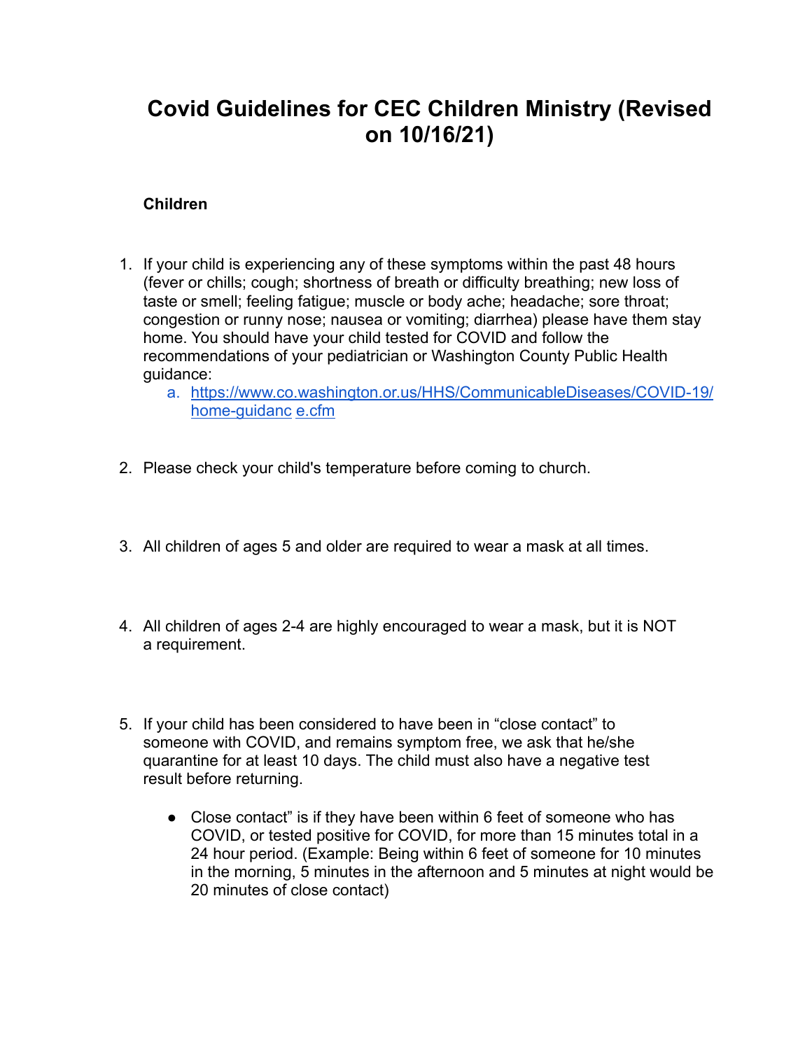# Covid Guidelines for CEC Children Ministry (Revised on 10/16/21)

**Children**

1. If your child is experiencing any of these symptoms within the past 48 hours (fever or chills; cough; shortness of breath or difficulty breathing; new loss of taste or smell; feeling fatigue; muscle or body ache; headache; sore throat; congestion or runny nose; nausea or vomiting; diarrhea) please have them stay home. You should have your child tested for COVID and follow the recommendations of your pediatrician or Washington County Public Health guidance:
   a. [https://www.co.washington.or.us/HHS/CommunicableDiseases/COVID-19/home-guidance.cfm](https://www.co.washington.or.us/HHS/CommunicableDiseases/COVID-19/home-guidance.cfm)

2. Please check your child's temperature before coming to church.

3. All children of ages 5 and older are required to wear a mask at all times.

4. All children of ages 2-4 are highly encouraged to wear a mask, but it is NOT a requirement.

5. If your child has been considered to have been in "close contact" to someone with COVID, and remains symptom free, we ask that he/she quarantine for at least 10 days. The child must also have a negative test result before returning.

   - Close contact" is if they have been within 6 feet of someone who has COVID, or tested positive for COVID, for more than 15 minutes total in a 24 hour period. (Example: Being within 6 feet of someone for 10 minutes in the morning, 5 minutes in the afternoon and 5 minutes at night would be 20 minutes of close contact)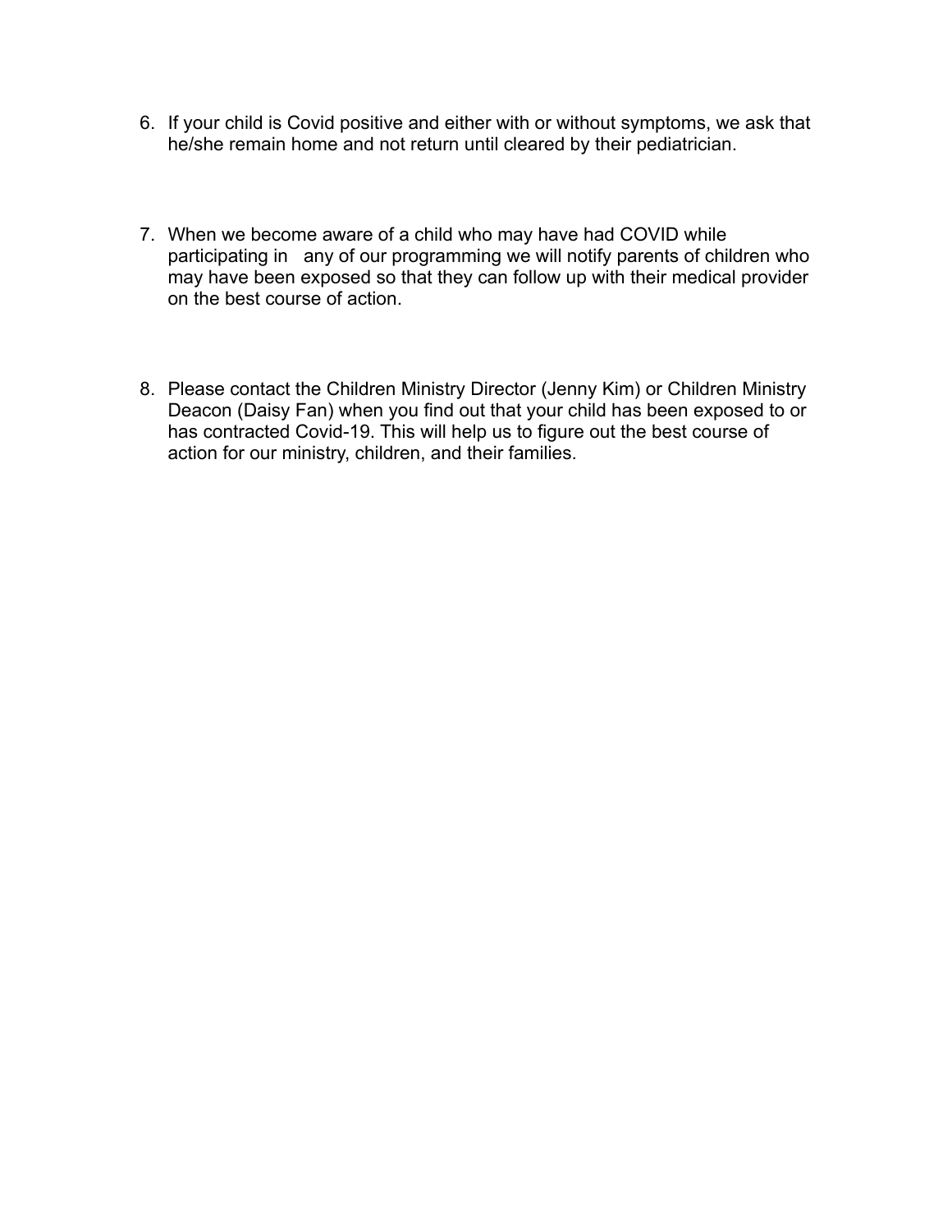6. If your child is Covid positive and either with or without symptoms, we ask that he/she remain home and not return until cleared by their pediatrician.

7. When we become aware of a child who may have had COVID while participating in any of our programming we will notify parents of children who may have been exposed so that they can follow up with their medical provider on the best course of action.

8. Please contact the Children Ministry Director (Jenny Kim) or Children Ministry Deacon (Daisy Fan) when you find out that your child has been exposed to or has contracted Covid-19. This will help us to figure out the best course of action for our ministry, children, and their families.